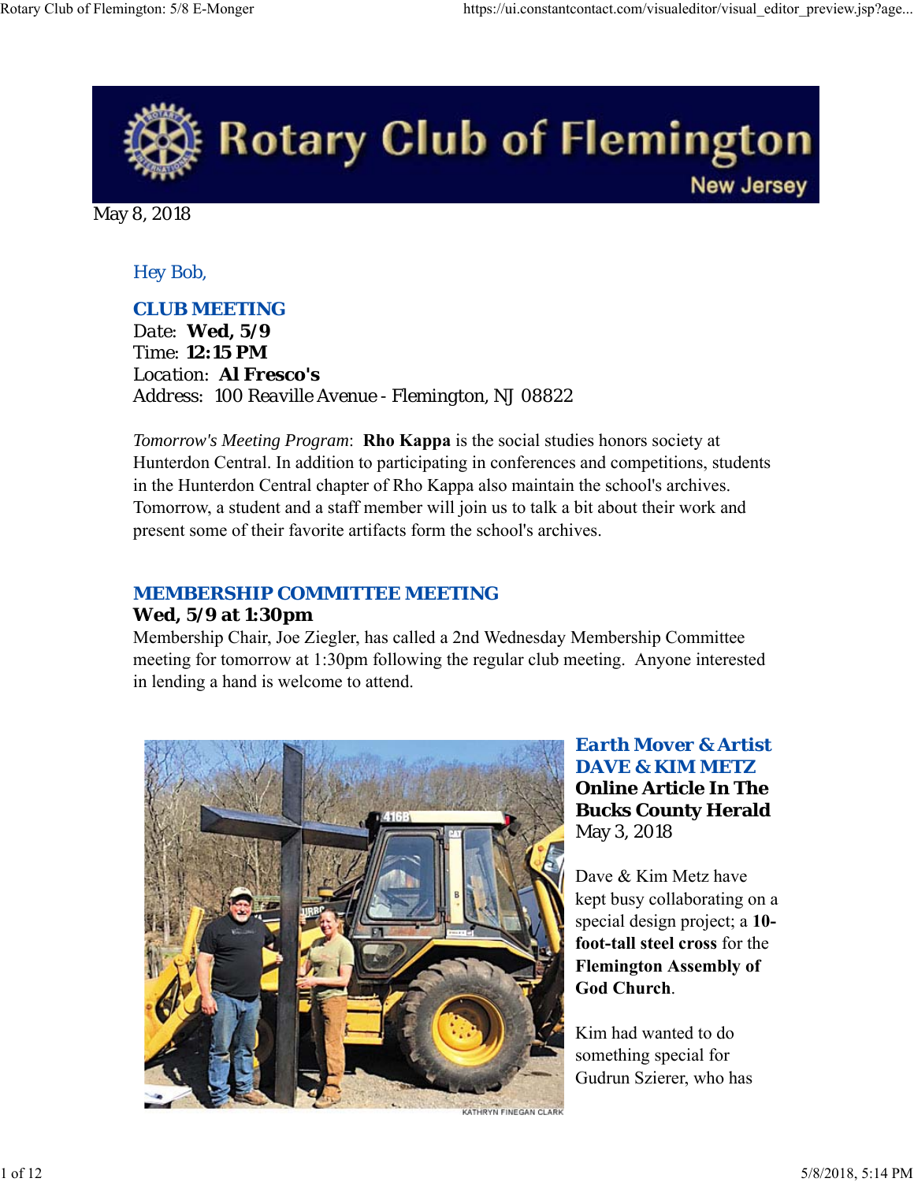# Rotary Club of Flemington

New Jersey

May 8, 2018

Hey Bob,

## CLUB MEETING

Date: **Wed, 5/9**
Time: **12:15 PM**
Location: **Al Fresco's**
Address: 100 Reaville Avenue - Flemington, NJ 08822

*Tomorrow's Meeting Program*: **Rho Kappa** is the social studies honors society at Hunterdon Central. In addition to participating in conferences and competitions, students in the Hunterdon Central chapter of Rho Kappa also maintain the school's archives. Tomorrow, a student and a staff member will join us to talk a bit about their work and present some of their favorite artifacts form the school's archives.

## MEMBERSHIP COMMITTEE MEETING

**Wed, 5/9 at 1:30pm**

Membership Chair, Joe Ziegler, has called a 2nd Wednesday Membership Committee meeting for tomorrow at 1:30pm following the regular club meeting. Anyone interested in lending a hand is welcome to attend.

KATHRYN FINEGAN CLARK

## Earth Mover & Artist DAVE & KIM METZ

**Online Article In The Bucks County Herald**
May 3, 2018

Dave & Kim Metz have kept busy collaborating on a special design project; a **10-foot-tall steel cross** for the **Flemington Assembly of God Church**.

Kim had wanted to do something special for Gudrun Szierer, who has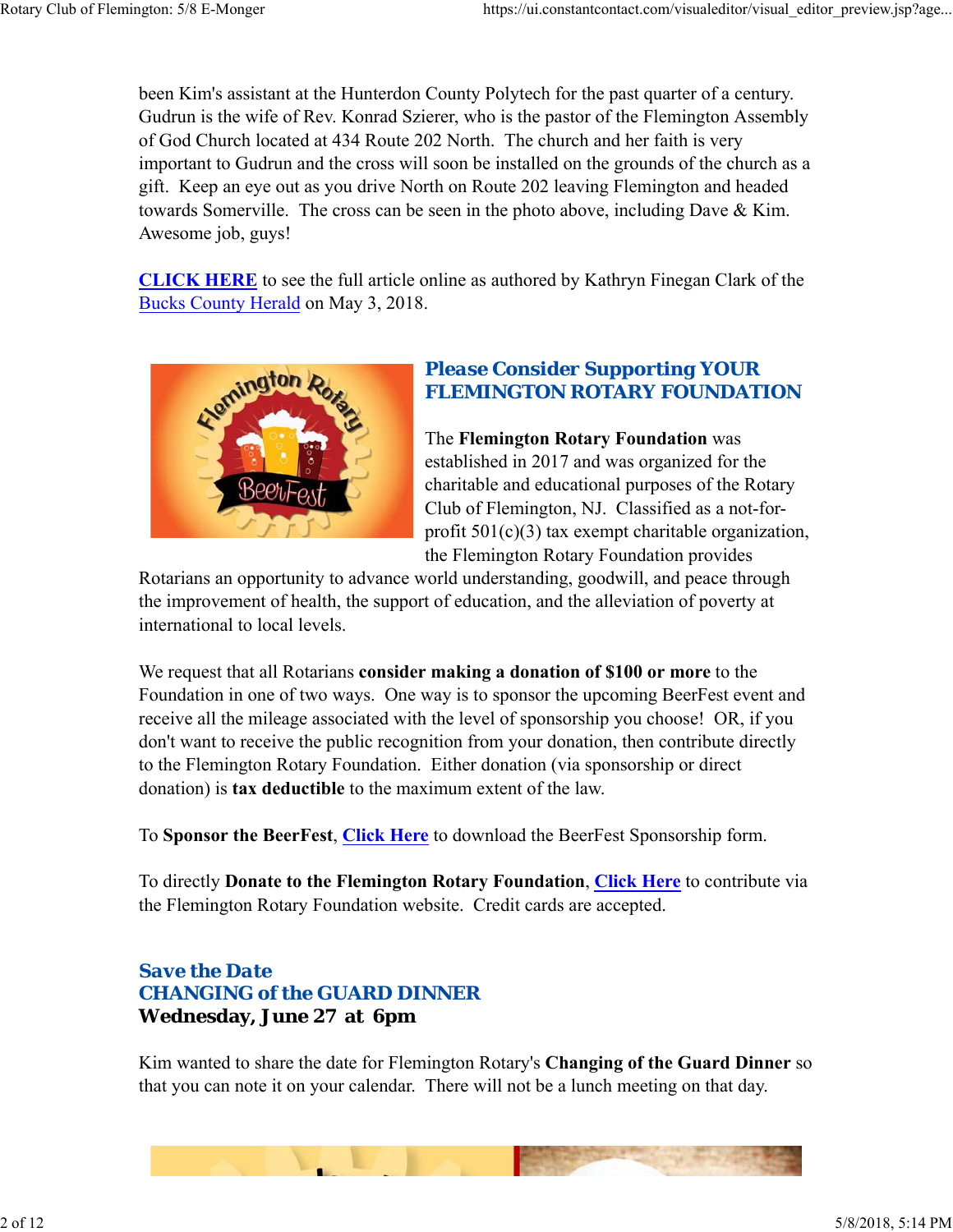been Kim's assistant at the Hunterdon County Polytech for the past quarter of a century. Gudrun is the wife of Rev. Konrad Szierer, who is the pastor of the Flemington Assembly of God Church located at 434 Route 202 North. The church and her faith is very important to Gudrun and the cross will soon be installed on the grounds of the church as a gift. Keep an eye out as you drive North on Route 202 leaving Flemington and headed towards Somerville. The cross can be seen in the photo above, including Dave & Kim. Awesome job, guys!

**CLICK HERE** to see the full article online as authored by Kathryn Finegan Clark of the Bucks County Herald on May 3, 2018.

## Please Consider Supporting YOUR FLEMINGTON ROTARY FOUNDATION

The **Flemington Rotary Foundation** was established in 2017 and was organized for the charitable and educational purposes of the Rotary Club of Flemington, NJ. Classified as a not-for-profit 501(c)(3) tax exempt charitable organization, the Flemington Rotary Foundation provides Rotarians an opportunity to advance world understanding, goodwill, and peace through the improvement of health, the support of education, and the alleviation of poverty at international to local levels.

We request that all Rotarians **consider making a donation of $100 or more** to the Foundation in one of two ways. One way is to sponsor the upcoming BeerFest event and receive all the mileage associated with the level of sponsorship you choose! OR, if you don't want to receive the public recognition from your donation, then contribute directly to the Flemington Rotary Foundation. Either donation (via sponsorship or direct donation) is **tax deductible** to the maximum extent of the law.

To **Sponsor the BeerFest**, **Click Here** to download the BeerFest Sponsorship form.

To directly **Donate to the Flemington Rotary Foundation**, **Click Here** to contribute via the Flemington Rotary Foundation website. Credit cards are accepted.

## Save the Date
## CHANGING of the GUARD DINNER
**Wednesday, June 27 at 6pm**

Kim wanted to share the date for Flemington Rotary's **Changing of the Guard Dinner** so that you can note it on your calendar. There will not be a lunch meeting on that day.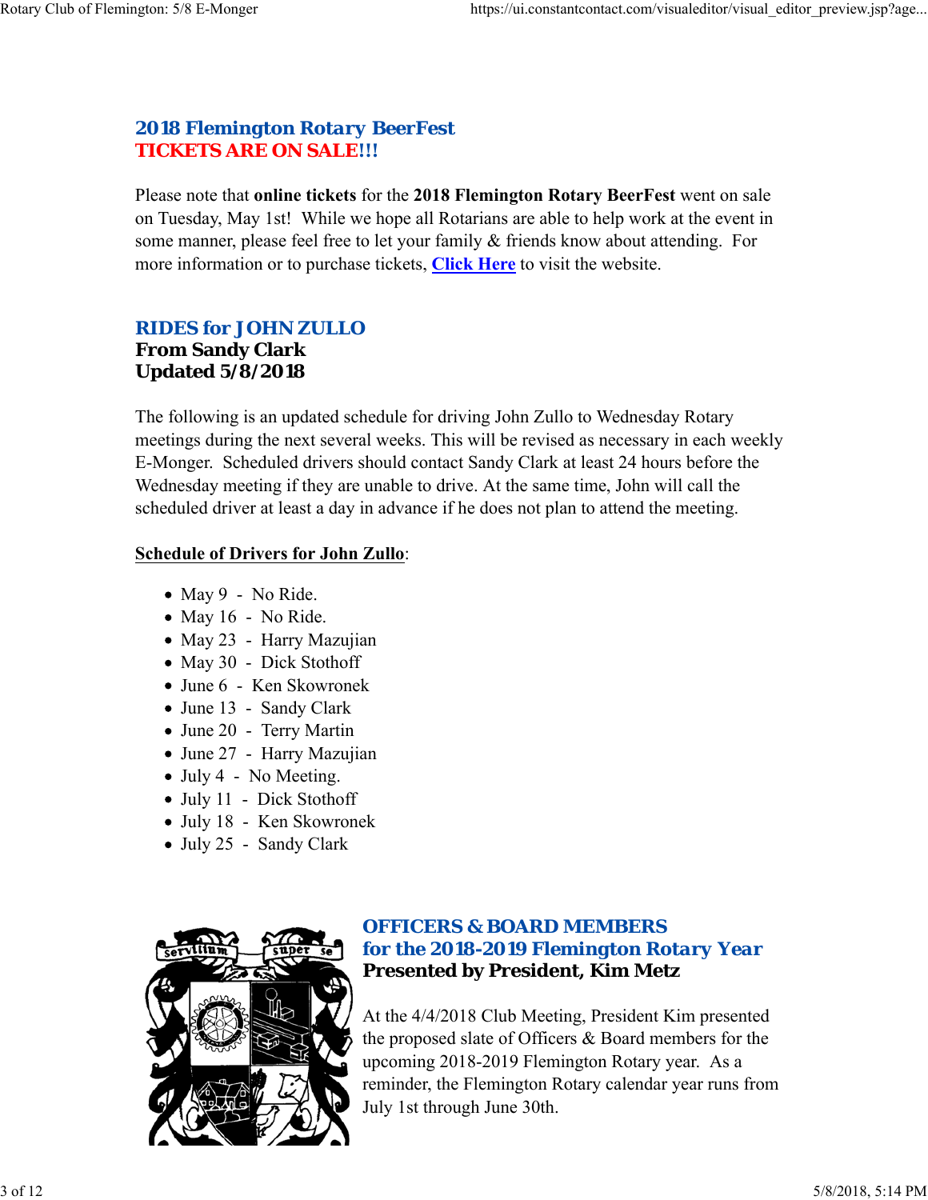## 2018 Flemington Rotary BeerFest
**TICKETS ARE ON SALE!!!**

Please note that **online tickets** for the **2018 Flemington Rotary BeerFest** went on sale on Tuesday, May 1st! While we hope all Rotarians are able to help work at the event in some manner, please feel free to let your family & friends know about attending. For more information or to purchase tickets, **Click Here** to visit the website.

## RIDES for JOHN ZULLO
**From Sandy Clark**
**Updated 5/8/2018**

The following is an updated schedule for driving John Zullo to Wednesday Rotary meetings during the next several weeks. This will be revised as necessary in each weekly E-Monger. Scheduled drivers should contact Sandy Clark at least 24 hours before the Wednesday meeting if they are unable to drive. At the same time, John will call the scheduled driver at least a day in advance if he does not plan to attend the meeting.

**Schedule of Drivers for John Zullo**:

- May 9 - No Ride.
- May 16 - No Ride.
- May 23 - Harry Mazujian
- May 30 - Dick Stothoff
- June 6 - Ken Skowronek
- June 13 - Sandy Clark
- June 20 - Terry Martin
- June 27 - Harry Mazujian
- July 4 - No Meeting.
- July 11 - Dick Stothoff
- July 18 - Ken Skowronek
- July 25 - Sandy Clark

## OFFICERS & BOARD MEMBERS for the 2018-2019 Flemington Rotary Year
**Presented by President, Kim Metz**

At the 4/4/2018 Club Meeting, President Kim presented the proposed slate of Officers & Board members for the upcoming 2018-2019 Flemington Rotary year. As a reminder, the Flemington Rotary calendar year runs from July 1st through June 30th.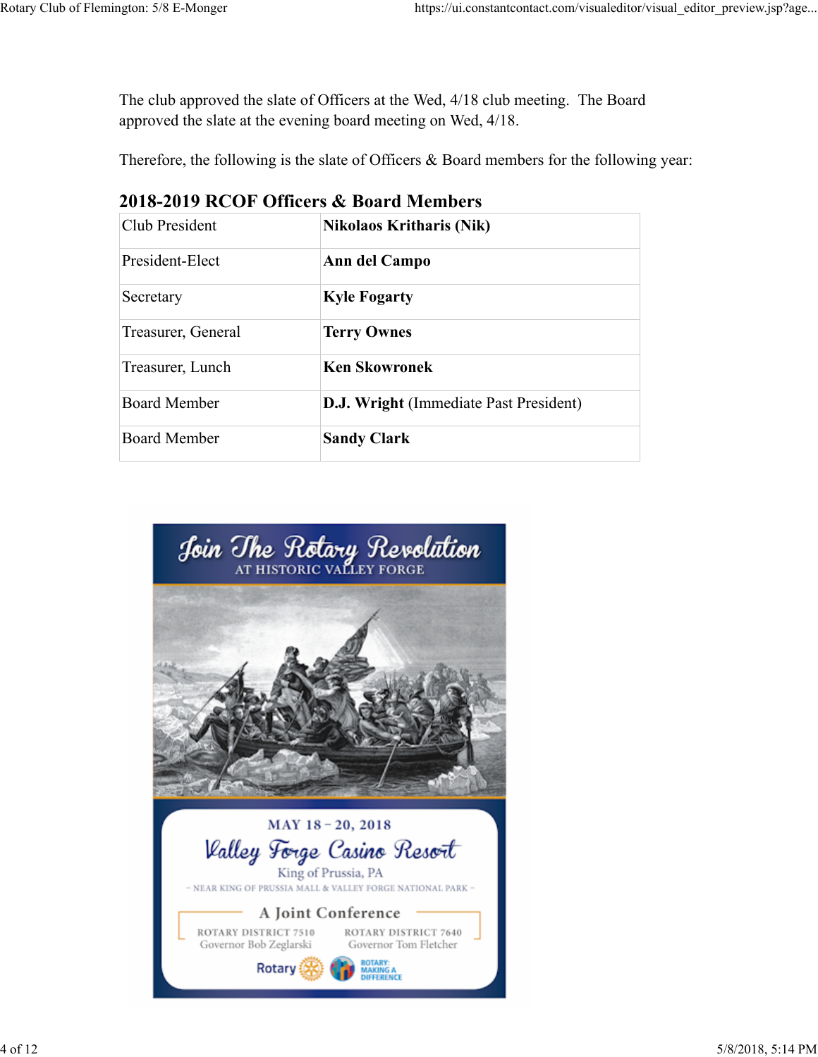The club approved the slate of Officers at the Wed, 4/18 club meeting.  The Board approved the slate at the evening board meeting on Wed, 4/18.

Therefore, the following is the slate of Officers & Board members for the following year:

## 2018-2019 RCOF Officers & Board Members

| | |
|---|---|
| Club President | **Nikolaos Kritharis (Nik)** |
| President-Elect | **Ann del Campo** |
| Secretary | **Kyle Fogarty** |
| Treasurer, General | **Terry Ownes** |
| Treasurer, Lunch | **Ken Skowronek** |
| Board Member | **D.J. Wright** (Immediate Past President) |
| Board Member | **Sandy Clark** |

Join The Rotary Revolution
AT HISTORIC VALLEY FORGE

MAY 18 – 20, 2018
Valley Forge Casino Resort
King of Prussia, PA
~ NEAR KING OF PRUSSIA MALL & VALLEY FORGE NATIONAL PARK ~

A Joint Conference

ROTARY DISTRICT 7510
Governor Bob Zeglarski

ROTARY DISTRICT 7640
Governor Tom Fletcher

Rotary

ROTARY: MAKING A DIFFERENCE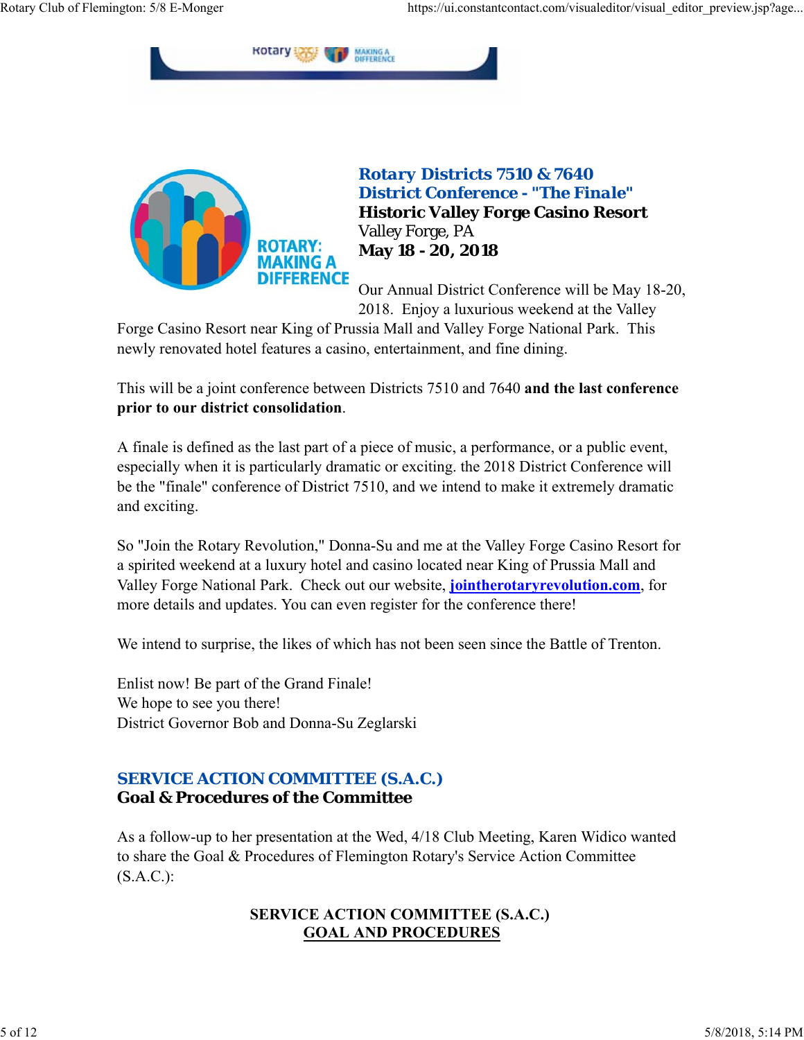## Rotary Districts 7510 & 7640
## District Conference - "The Finale"

**Historic Valley Forge Casino Resort**
Valley Forge, PA
**May 18 - 20, 2018**

Our Annual District Conference will be May 18-20, 2018. Enjoy a luxurious weekend at the Valley Forge Casino Resort near King of Prussia Mall and Valley Forge National Park. This newly renovated hotel features a casino, entertainment, and fine dining.

This will be a joint conference between Districts 7510 and 7640 **and the last conference prior to our district consolidation**.

A finale is defined as the last part of a piece of music, a performance, or a public event, especially when it is particularly dramatic or exciting. the 2018 District Conference will be the "finale" conference of District 7510, and we intend to make it extremely dramatic and exciting.

So "Join the Rotary Revolution," Donna-Su and me at the Valley Forge Casino Resort for a spirited weekend at a luxury hotel and casino located near King of Prussia Mall and Valley Forge National Park. Check out our website, **jointherotaryrevolution.com**, for more details and updates. You can even register for the conference there!

We intend to surprise, the likes of which has not been seen since the Battle of Trenton.

Enlist now! Be part of the Grand Finale!
We hope to see you there!
District Governor Bob and Donna-Su Zeglarski

## SERVICE ACTION COMMITTEE (S.A.C.)
### Goal & Procedures of the Committee

As a follow-up to her presentation at the Wed, 4/18 Club Meeting, Karen Widico wanted to share the Goal & Procedures of Flemington Rotary's Service Action Committee (S.A.C.):

**SERVICE ACTION COMMITTEE (S.A.C.)**
**GOAL AND PROCEDURES**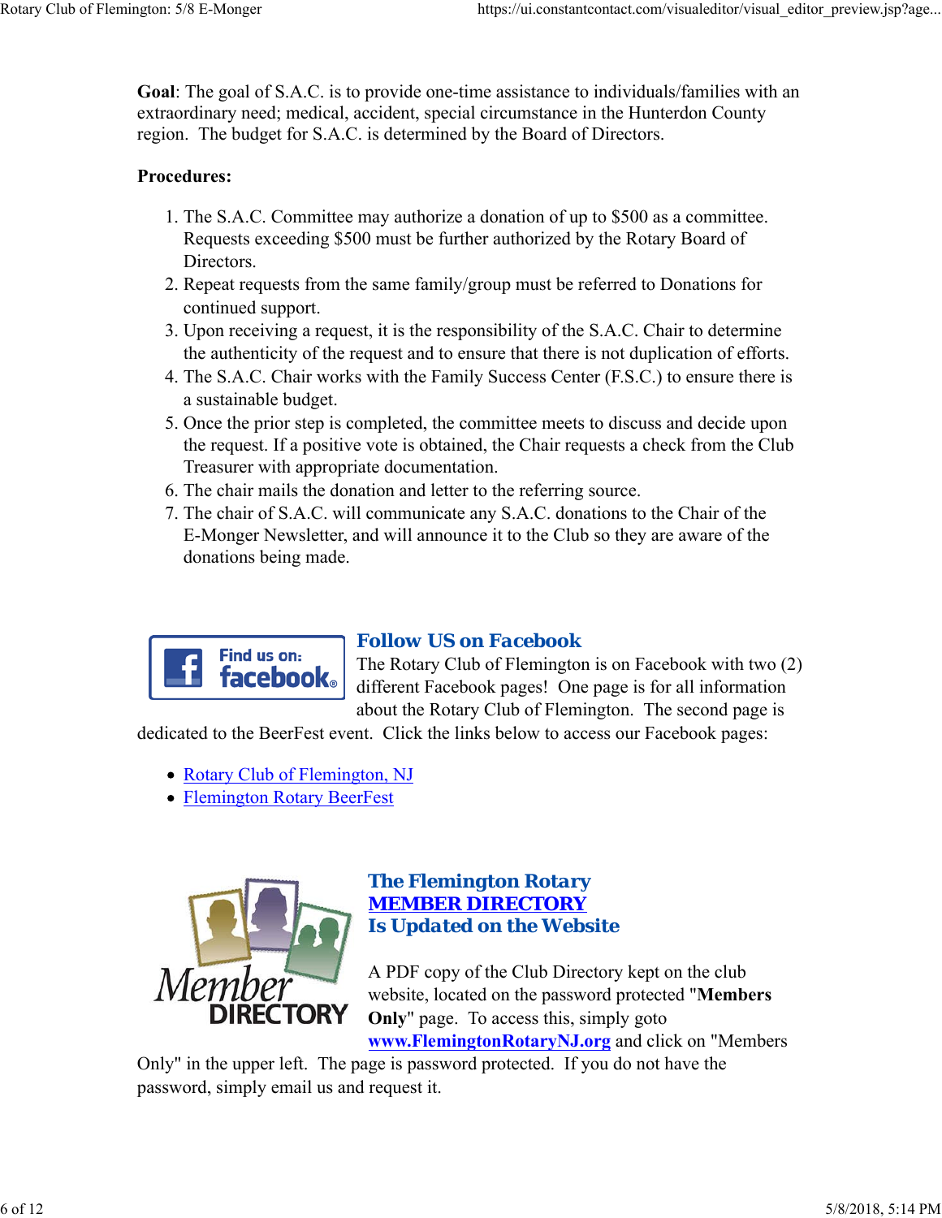**Goal**: The goal of S.A.C. is to provide one-time assistance to individuals/families with an extraordinary need; medical, accident, special circumstance in the Hunterdon County region. The budget for S.A.C. is determined by the Board of Directors.

**Procedures:**

1. The S.A.C. Committee may authorize a donation of up to $500 as a committee. Requests exceeding $500 must be further authorized by the Rotary Board of Directors.
2. Repeat requests from the same family/group must be referred to Donations for continued support.
3. Upon receiving a request, it is the responsibility of the S.A.C. Chair to determine the authenticity of the request and to ensure that there is not duplication of efforts.
4. The S.A.C. Chair works with the Family Success Center (F.S.C.) to ensure there is a sustainable budget.
5. Once the prior step is completed, the committee meets to discuss and decide upon the request. If a positive vote is obtained, the Chair requests a check from the Club Treasurer with appropriate documentation.
6. The chair mails the donation and letter to the referring source.
7. The chair of S.A.C. will communicate any S.A.C. donations to the Chair of the E-Monger Newsletter, and will announce it to the Club so they are aware of the donations being made.

### Follow US on Facebook

The Rotary Club of Flemington is on Facebook with two (2) different Facebook pages! One page is for all information about the Rotary Club of Flemington. The second page is dedicated to the BeerFest event. Click the links below to access our Facebook pages:

- Rotary Club of Flemington, NJ
- Flemington Rotary BeerFest

### The Flemington Rotary MEMBER DIRECTORY Is Updated on the Website

A PDF copy of the Club Directory kept on the club website, located on the password protected "**Members Only**" page. To access this, simply goto **www.FlemingtonRotaryNJ.org** and click on "Members Only" in the upper left. The page is password protected. If you do not have the password, simply email us and request it.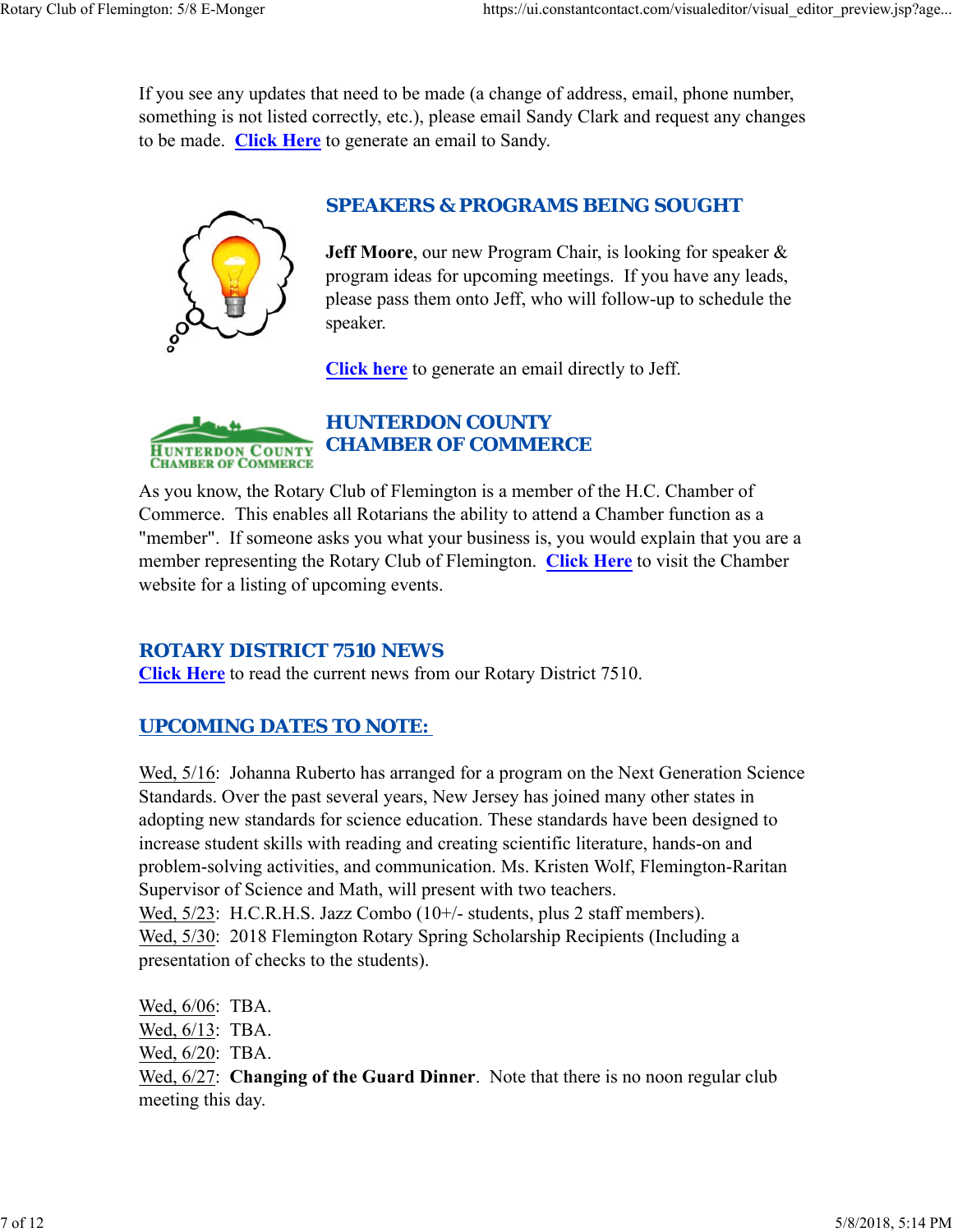If you see any updates that need to be made (a change of address, email, phone number, something is not listed correctly, etc.), please email Sandy Clark and request any changes to be made. **Click Here** to generate an email to Sandy.

## SPEAKERS & PROGRAMS BEING SOUGHT

**Jeff Moore**, our new Program Chair, is looking for speaker & program ideas for upcoming meetings. If you have any leads, please pass them onto Jeff, who will follow-up to schedule the speaker.

**Click here** to generate an email directly to Jeff.

## HUNTERDON COUNTY CHAMBER OF COMMERCE

As you know, the Rotary Club of Flemington is a member of the H.C. Chamber of Commerce. This enables all Rotarians the ability to attend a Chamber function as a "member". If someone asks you what your business is, you would explain that you are a member representing the Rotary Club of Flemington. **Click Here** to visit the Chamber website for a listing of upcoming events.

## ROTARY DISTRICT 7510 NEWS

**Click Here** to read the current news from our Rotary District 7510.

## UPCOMING DATES TO NOTE:

Wed, 5/16: Johanna Ruberto has arranged for a program on the Next Generation Science Standards. Over the past several years, New Jersey has joined many other states in adopting new standards for science education. These standards have been designed to increase student skills with reading and creating scientific literature, hands-on and problem-solving activities, and communication. Ms. Kristen Wolf, Flemington-Raritan Supervisor of Science and Math, will present with two teachers.
Wed, 5/23: H.C.R.H.S. Jazz Combo (10+/- students, plus 2 staff members).
Wed, 5/30: 2018 Flemington Rotary Spring Scholarship Recipients (Including a presentation of checks to the students).

Wed, 6/06: TBA.
Wed, 6/13: TBA.
Wed, 6/20: TBA.
Wed, 6/27: **Changing of the Guard Dinner**. Note that there is no noon regular club meeting this day.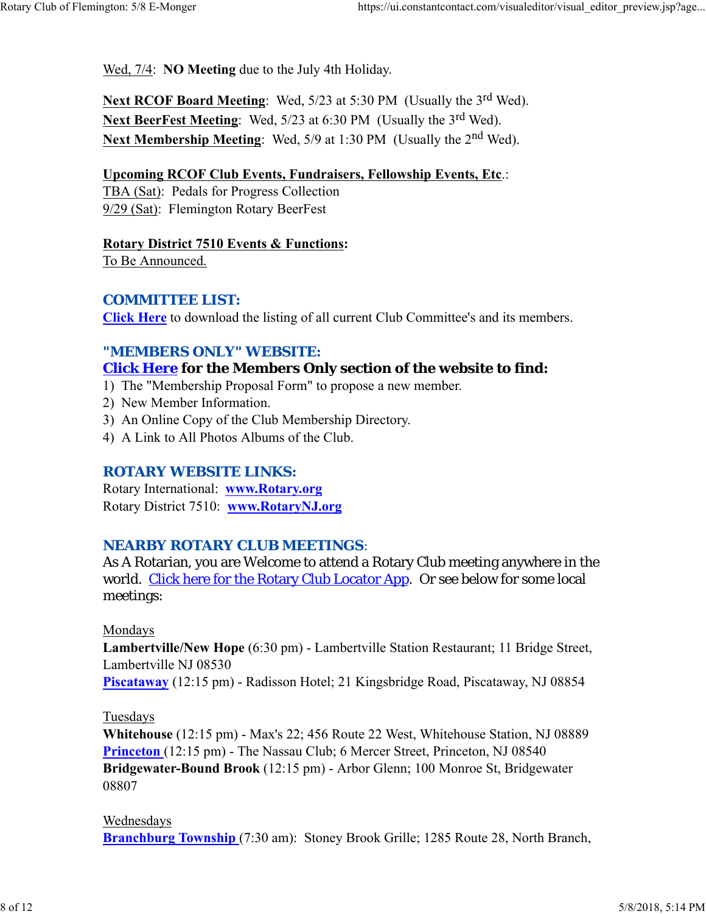Wed, 7/4:  **NO Meeting** due to the July 4th Holiday.

**Next RCOF Board Meeting**:  Wed, 5/23 at 5:30 PM  (Usually the 3rd Wed).
**Next BeerFest Meeting**:  Wed, 5/23 at 6:30 PM  (Usually the 3rd Wed).
**Next Membership Meeting**:  Wed, 5/9 at 1:30 PM  (Usually the 2nd Wed).

**Upcoming RCOF Club Events, Fundraisers, Fellowship Events, Etc**.:
TBA (Sat):  Pedals for Progress Collection
9/29 (Sat):  Flemington Rotary BeerFest

**Rotary District 7510 Events & Functions:**
To Be Announced.

## COMMITTEE LIST:

**Click Here** to download the listing of all current Club Committee's and its members.

## "MEMBERS ONLY" WEBSITE:

**Click Here for the Members Only section of the website to find:**

1) The "Membership Proposal Form" to propose a new member.
2) New Member Information.
3) An Online Copy of the Club Membership Directory.
4) A Link to All Photos Albums of the Club.

## ROTARY WEBSITE LINKS:

Rotary International:  **www.Rotary.org**
Rotary District 7510:  **www.RotaryNJ.org**

## NEARBY ROTARY CLUB MEETINGS:

As A Rotarian, you are Welcome to attend a Rotary Club meeting anywhere in the world.  Click here for the Rotary Club Locator App.  Or see below for some local meetings:

Mondays
**Lambertville/New Hope** (6:30 pm) - Lambertville Station Restaurant; 11 Bridge Street, Lambertville NJ 08530
**Piscataway** (12:15 pm) - Radisson Hotel; 21 Kingsbridge Road, Piscataway, NJ 08854

Tuesdays
**Whitehouse** (12:15 pm) - Max's 22; 456 Route 22 West, Whitehouse Station, NJ 08889
**Princeton** (12:15 pm) - The Nassau Club; 6 Mercer Street, Princeton, NJ 08540
**Bridgewater-Bound Brook** (12:15 pm) - Arbor Glenn; 100 Monroe St, Bridgewater 08807

Wednesdays
**Branchburg Township** (7:30 am):  Stoney Brook Grille; 1285 Route 28, North Branch,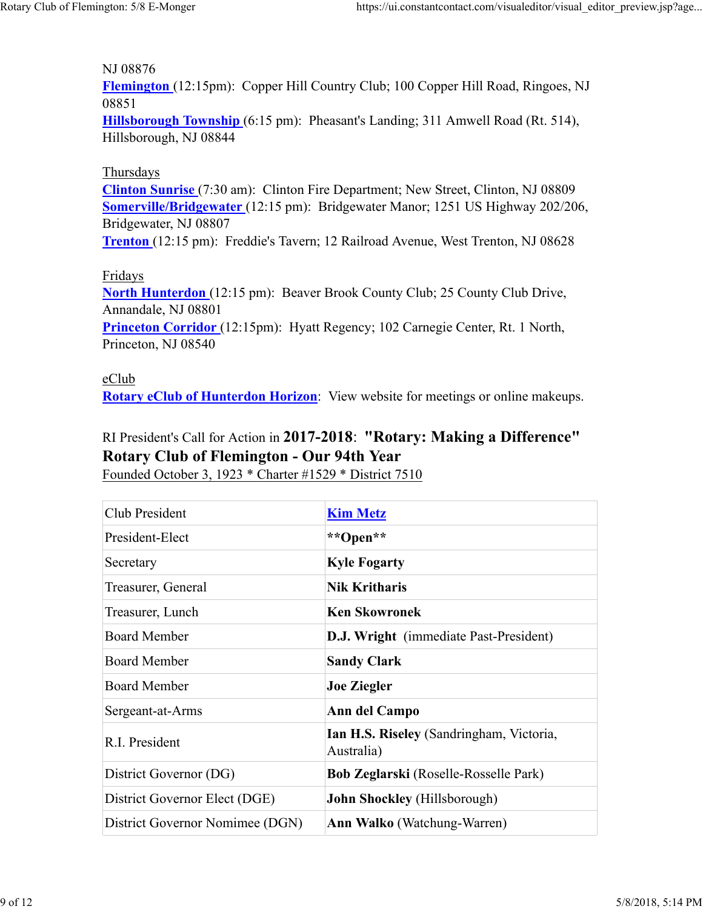NJ 08876
**Flemington** (12:15pm): Copper Hill Country Club; 100 Copper Hill Road, Ringoes, NJ 08851
**Hillsborough Township** (6:15 pm): Pheasant's Landing; 311 Amwell Road (Rt. 514), Hillsborough, NJ 08844

Thursdays
**Clinton Sunrise** (7:30 am): Clinton Fire Department; New Street, Clinton, NJ 08809
**Somerville/Bridgewater** (12:15 pm): Bridgewater Manor; 1251 US Highway 202/206, Bridgewater, NJ 08807
**Trenton** (12:15 pm): Freddie's Tavern; 12 Railroad Avenue, West Trenton, NJ 08628

Fridays
**North Hunterdon** (12:15 pm): Beaver Brook County Club; 25 County Club Drive, Annandale, NJ 08801
**Princeton Corridor** (12:15pm): Hyatt Regency; 102 Carnegie Center, Rt. 1 North, Princeton, NJ 08540

eClub
**Rotary eClub of Hunterdon Horizon**: View website for meetings or online makeups.

RI President's Call for Action in **2017-2018**: **"Rotary: Making a Difference"**
**Rotary Club of Flemington - Our 94th Year**
Founded October 3, 1923 * Charter #1529 * District 7510

| | |
|---|---|
| Club President | **Kim Metz** |
| President-Elect | **\*\*Open\*\*** |
| Secretary | **Kyle Fogarty** |
| Treasurer, General | **Nik Kritharis** |
| Treasurer, Lunch | **Ken Skowronek** |
| Board Member | **D.J. Wright** (immediate Past-President) |
| Board Member | **Sandy Clark** |
| Board Member | **Joe Ziegler** |
| Sergeant-at-Arms | **Ann del Campo** |
| R.I. President | **Ian H.S. Riseley** (Sandringham, Victoria, Australia) |
| District Governor (DG) | **Bob Zeglarski** (Roselle-Rosselle Park) |
| District Governor Elect (DGE) | **John Shockley** (Hillsborough) |
| District Governor Nomimee (DGN) | **Ann Walko** (Watchung-Warren) |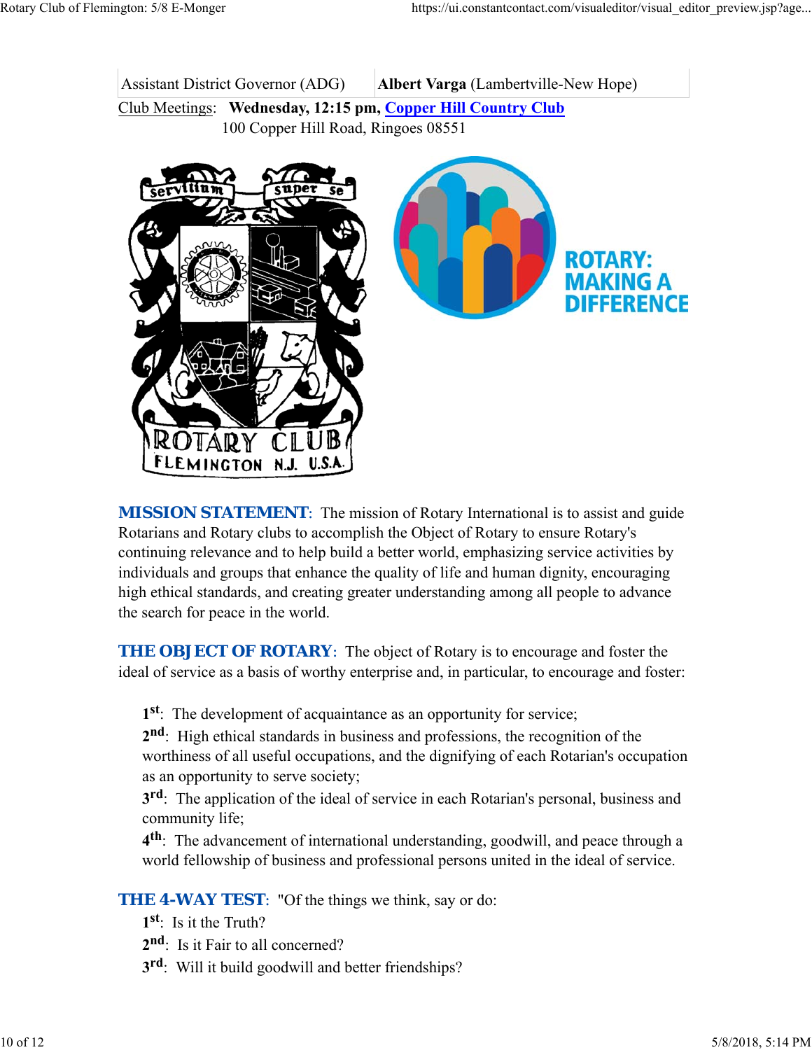| Assistant District Governor (ADG) | **Albert Varga** (Lambertville-New Hope) |
|---|---|

Club Meetings: **Wednesday, 12:15 pm, Copper Hill Country Club**
100 Copper Hill Road, Ringoes 08551

**MISSION STATEMENT**: The mission of Rotary International is to assist and guide Rotarians and Rotary clubs to accomplish the Object of Rotary to ensure Rotary's continuing relevance and to help build a better world, emphasizing service activities by individuals and groups that enhance the quality of life and human dignity, encouraging high ethical standards, and creating greater understanding among all people to advance the search for peace in the world.

**THE OBJECT OF ROTARY**: The object of Rotary is to encourage and foster the ideal of service as a basis of worthy enterprise and, in particular, to encourage and foster:

**1st**: The development of acquaintance as an opportunity for service;
**2nd**: High ethical standards in business and professions, the recognition of the worthiness of all useful occupations, and the dignifying of each Rotarian's occupation as an opportunity to serve society;
**3rd**: The application of the ideal of service in each Rotarian's personal, business and community life;
**4th**: The advancement of international understanding, goodwill, and peace through a world fellowship of business and professional persons united in the ideal of service.

**THE 4-WAY TEST**: "Of the things we think, say or do:
**1st**: Is it the Truth?
**2nd**: Is it Fair to all concerned?
**3rd**: Will it build goodwill and better friendships?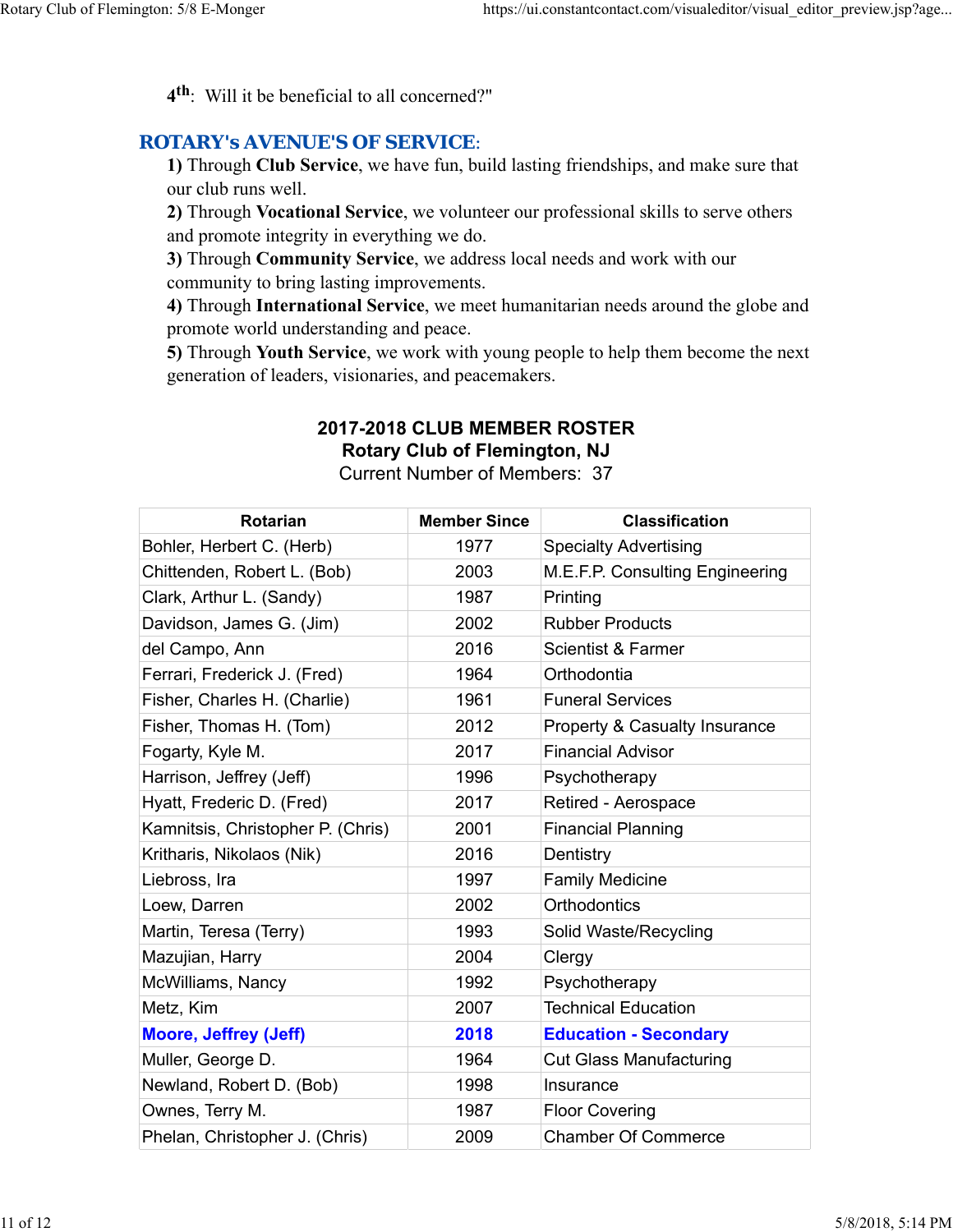4th: Will it be beneficial to all concerned?"

## ROTARY's AVENUE'S OF SERVICE:

**1)** Through **Club Service**, we have fun, build lasting friendships, and make sure that our club runs well.
**2)** Through **Vocational Service**, we volunteer our professional skills to serve others and promote integrity in everything we do.
**3)** Through **Community Service**, we address local needs and work with our community to bring lasting improvements.
**4)** Through **International Service**, we meet humanitarian needs around the globe and promote world understanding and peace.
**5)** Through **Youth Service**, we work with young people to help them become the next generation of leaders, visionaries, and peacemakers.

**2017-2018 CLUB MEMBER ROSTER**
**Rotary Club of Flemington, NJ**
Current Number of Members: 37

| Rotarian | Member Since | Classification |
|---|---|---|
| Bohler, Herbert C. (Herb) | 1977 | Specialty Advertising |
| Chittenden, Robert L. (Bob) | 2003 | M.E.F.P. Consulting Engineering |
| Clark, Arthur L. (Sandy) | 1987 | Printing |
| Davidson, James G. (Jim) | 2002 | Rubber Products |
| del Campo, Ann | 2016 | Scientist & Farmer |
| Ferrari, Frederick J. (Fred) | 1964 | Orthodontia |
| Fisher, Charles H. (Charlie) | 1961 | Funeral Services |
| Fisher, Thomas H. (Tom) | 2012 | Property & Casualty Insurance |
| Fogarty, Kyle M. | 2017 | Financial Advisor |
| Harrison, Jeffrey (Jeff) | 1996 | Psychotherapy |
| Hyatt, Frederic D. (Fred) | 2017 | Retired - Aerospace |
| Kamnitsis, Christopher P. (Chris) | 2001 | Financial Planning |
| Kritharis, Nikolaos (Nik) | 2016 | Dentistry |
| Liebross, Ira | 1997 | Family Medicine |
| Loew, Darren | 2002 | Orthodontics |
| Martin, Teresa (Terry) | 1993 | Solid Waste/Recycling |
| Mazujian, Harry | 2004 | Clergy |
| McWilliams, Nancy | 1992 | Psychotherapy |
| Metz, Kim | 2007 | Technical Education |
| **Moore, Jeffrey (Jeff)** | **2018** | **Education - Secondary** |
| Muller, George D. | 1964 | Cut Glass Manufacturing |
| Newland, Robert D. (Bob) | 1998 | Insurance |
| Ownes, Terry M. | 1987 | Floor Covering |
| Phelan, Christopher J. (Chris) | 2009 | Chamber Of Commerce |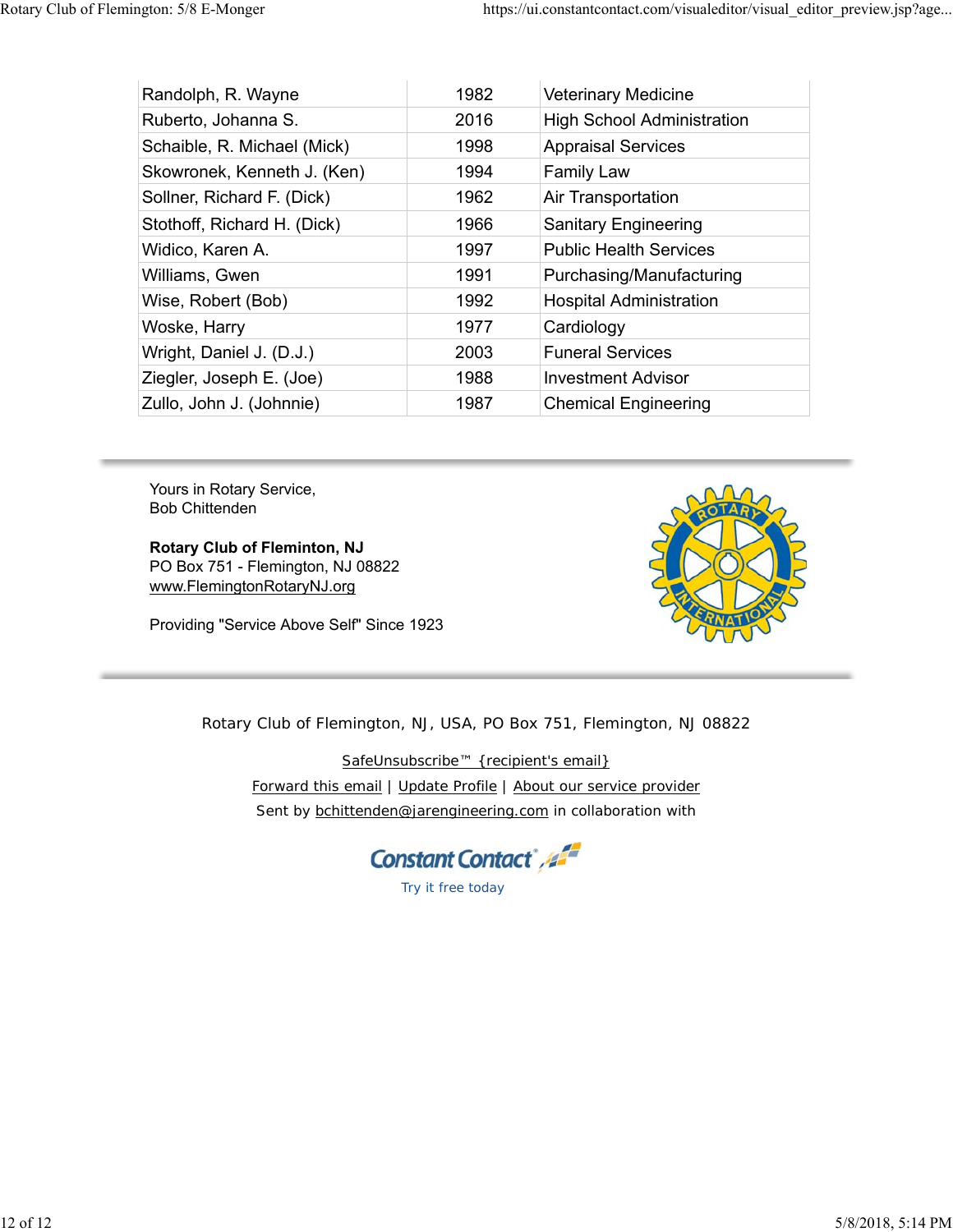| | | |
|---|---|---|
| Randolph, R. Wayne | 1982 | Veterinary Medicine |
| Ruberto, Johanna S. | 2016 | High School Administration |
| Schaible, R. Michael (Mick) | 1998 | Appraisal Services |
| Skowronek, Kenneth J. (Ken) | 1994 | Family Law |
| Sollner, Richard F. (Dick) | 1962 | Air Transportation |
| Stothoff, Richard H. (Dick) | 1966 | Sanitary Engineering |
| Widico, Karen A. | 1997 | Public Health Services |
| Williams, Gwen | 1991 | Purchasing/Manufacturing |
| Wise, Robert (Bob) | 1992 | Hospital Administration |
| Woske, Harry | 1977 | Cardiology |
| Wright, Daniel J. (D.J.) | 2003 | Funeral Services |
| Ziegler, Joseph E. (Joe) | 1988 | Investment Advisor |
| Zullo, John J. (Johnnie) | 1987 | Chemical Engineering |

Yours in Rotary Service,
Bob Chittenden

**Rotary Club of Fleminton, NJ**
PO Box 751 - Flemington, NJ 08822
www.FlemingtonRotaryNJ.org

Providing "Service Above Self" Since 1923

Rotary Club of Flemington, NJ, USA, PO Box 751, Flemington, NJ 08822

SafeUnsubscribe™ {recipient's email}

Forward this email | Update Profile | About our service provider

Sent by bchittenden@jarengineering.com in collaboration with

Constant Contact

Try it free today